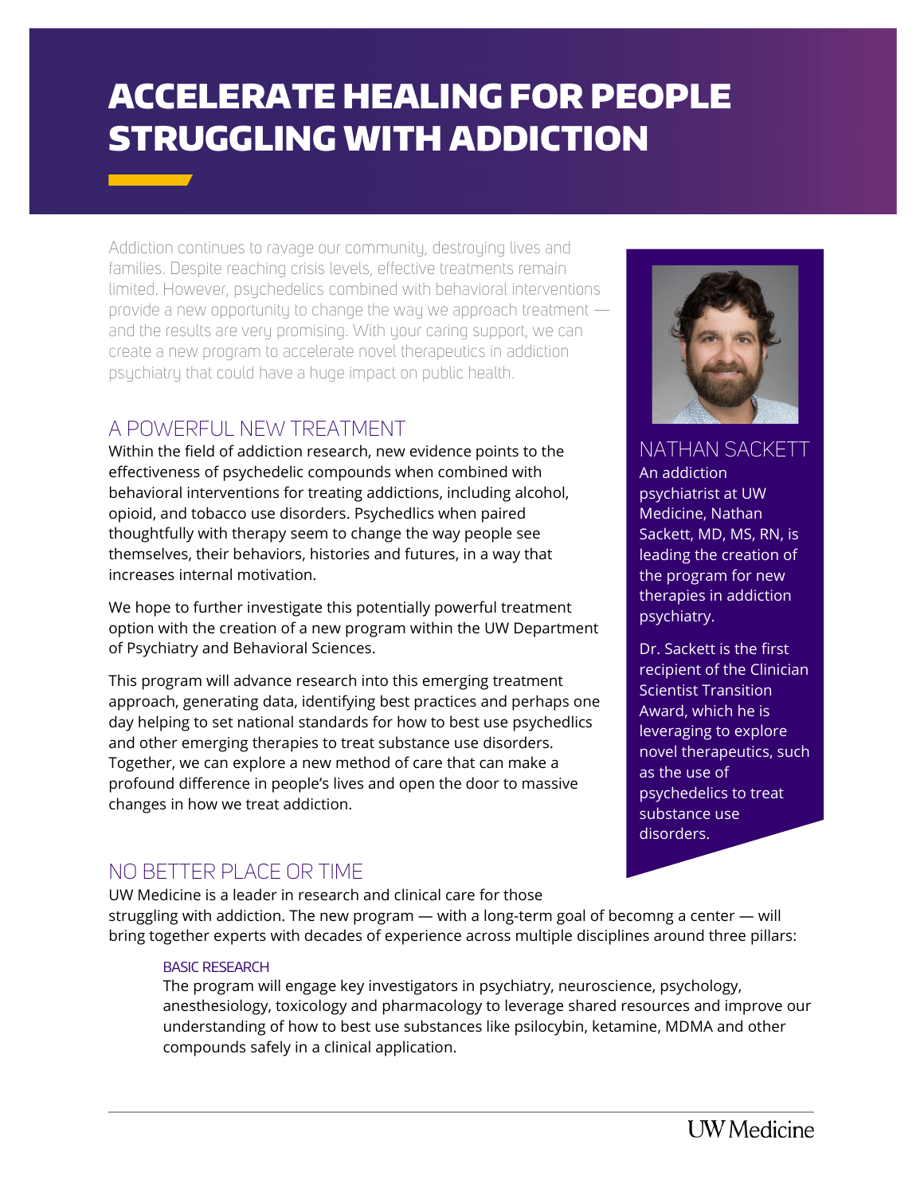# ACCELERATE HEALING FOR PEOPLE STRUGGLING WITH ADDICTION

Addiction continues to ravage our community, destroying lives and families. Despite reaching crisis levels, effective treatments remain limited. However, psychedelics combined with behavioral interventions provide a new opportunity to change the way we approach treatment — and the results are very promising. With your caring support, we can create a new program to accelerate novel therapeutics in addiction psychiatry that could have a huge impact on public health.

## A POWERFUL NEW TREATMENT

Within the field of addiction research, new evidence points to the effectiveness of psychedelic compounds when combined with behavioral interventions for treating addictions, including alcohol, opioid, and tobacco use disorders. Psychedlics when paired thoughtfully with therapy seem to change the way people see themselves, their behaviors, histories and futures, in a way that increases internal motivation.

We hope to further investigate this potentially powerful treatment option with the creation of a new program within the UW Department of Psychiatry and Behavioral Sciences.

This program will advance research into this emerging treatment approach, generating data, identifying best practices and perhaps one day helping to set national standards for how to best use psychedlics and other emerging therapies to treat substance use disorders. Together, we can explore a new method of care that can make a profound difference in people's lives and open the door to massive changes in how we treat addiction.

## NATHAN SACKETT

An addiction psychiatrist at UW Medicine, Nathan Sackett, MD, MS, RN, is leading the creation of the program for new therapies in addiction psychiatry.

Dr. Sackett is the first recipient of the Clinician Scientist Transition Award, which he is leveraging to explore novel therapeutics, such as the use of psychedelics to treat substance use disorders.

## NO BETTER PLACE OR TIME

UW Medicine is a leader in research and clinical care for those struggling with addiction. The new program — with a long-term goal of becomng a center — will bring together experts with decades of experience across multiple disciplines around three pillars:

### BASIC RESEARCH

The program will engage key investigators in psychiatry, neuroscience, psychology, anesthesiology, toxicology and pharmacology to leverage shared resources and improve our understanding of how to best use substances like psilocybin, ketamine, MDMA and other compounds safely in a clinical application.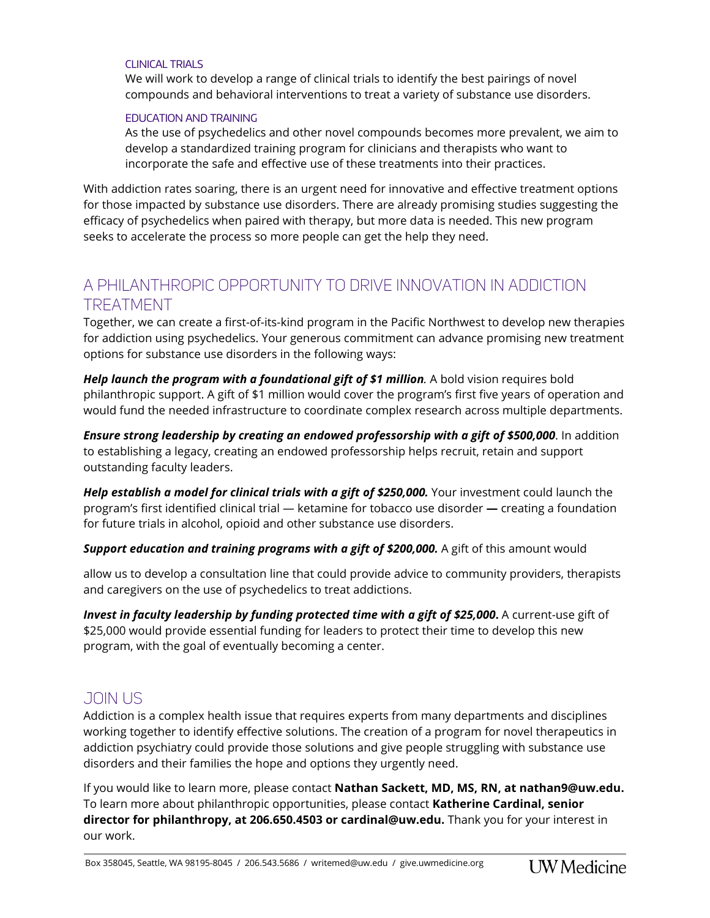### CLINICAL TRIALS

We will work to develop a range of clinical trials to identify the best pairings of novel compounds and behavioral interventions to treat a variety of substance use disorders.

### EDUCATION AND TRAINING

As the use of psychedelics and other novel compounds becomes more prevalent, we aim to develop a standardized training program for clinicians and therapists who want to incorporate the safe and effective use of these treatments into their practices.

With addiction rates soaring, there is an urgent need for innovative and effective treatment options for those impacted by substance use disorders. There are already promising studies suggesting the efficacy of psychedelics when paired with therapy, but more data is needed. This new program seeks to accelerate the process so more people can get the help they need.

## A PHILANTHROPIC OPPORTUNITY TO DRIVE INNOVATION IN ADDICTION TREATMENT

Together, we can create a first-of-its-kind program in the Pacific Northwest to develop new therapies for addiction using psychedelics. Your generous commitment can advance promising new treatment options for substance use disorders in the following ways:

***Help launch the program with a foundational gift of $1 million***. A bold vision requires bold philanthropic support. A gift of $1 million would cover the program's first five years of operation and would fund the needed infrastructure to coordinate complex research across multiple departments.

***Ensure strong leadership by creating an endowed professorship with a gift of $500,000***. In addition to establishing a legacy, creating an endowed professorship helps recruit, retain and support outstanding faculty leaders.

***Help establish a model for clinical trials with a gift of $250,000.*** Your investment could launch the program's first identified clinical trial — ketamine for tobacco use disorder — creating a foundation for future trials in alcohol, opioid and other substance use disorders.

***Support education and training programs with a gift of $200,000.*** A gift of this amount would

allow us to develop a consultation line that could provide advice to community providers, therapists and caregivers on the use of psychedelics to treat addictions.

***Invest in faculty leadership by funding protected time with a gift of $25,000*.** A current-use gift of $25,000 would provide essential funding for leaders to protect their time to develop this new program, with the goal of eventually becoming a center.

## JOIN US

Addiction is a complex health issue that requires experts from many departments and disciplines working together to identify effective solutions. The creation of a program for novel therapeutics in addiction psychiatry could provide those solutions and give people struggling with substance use disorders and their families the hope and options they urgently need.

If you would like to learn more, please contact **Nathan Sackett, MD, MS, RN, at nathan9@uw.edu.** To learn more about philanthropic opportunities, please contact **Katherine Cardinal, senior director for philanthropy, at 206.650.4503 or cardinal@uw.edu.** Thank you for your interest in our work.

Box 358045, Seattle, WA 98195-8045 / 206.543.5686 / writemed@uw.edu / give.uwmedicine.org

UW Medicine